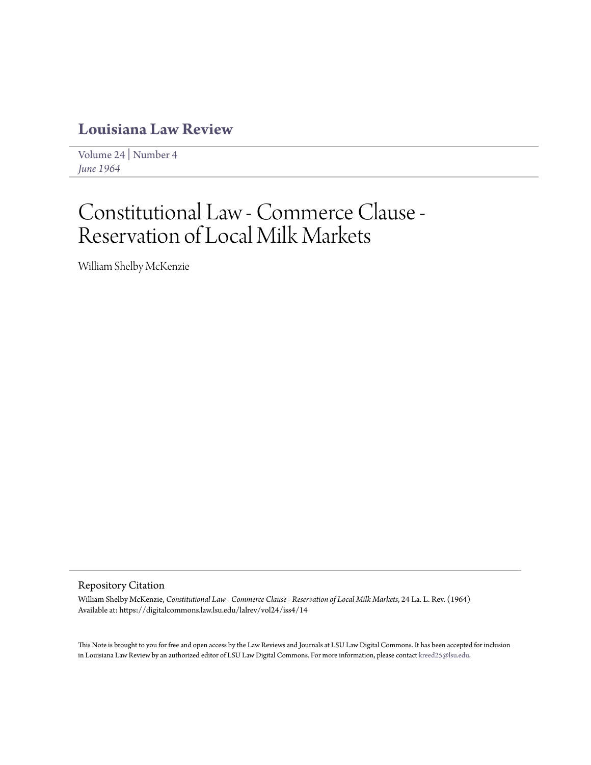# Louisiana Law Review

Volume 24 | Number 4
*June 1964*

# Constitutional Law - Commerce Clause - Reservation of Local Milk Markets

William Shelby McKenzie

## Repository Citation

William Shelby McKenzie, *Constitutional Law - Commerce Clause - Reservation of Local Milk Markets*, 24 La. L. Rev. (1964)
Available at: https://digitalcommons.law.lsu.edu/lalrev/vol24/iss4/14

This Note is brought to you for free and open access by the Law Reviews and Journals at LSU Law Digital Commons. It has been accepted for inclusion in Louisiana Law Review by an authorized editor of LSU Law Digital Commons. For more information, please contact kreed25@lsu.edu.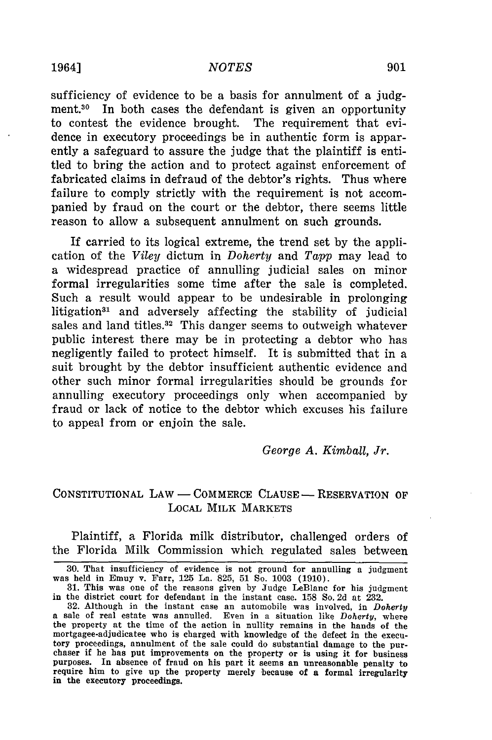sufficiency of evidence to be a basis for annulment of a judgment.[30] In both cases the defendant is given an opportunity to contest the evidence brought. The requirement that evidence in executory proceedings be in authentic form is apparently a safeguard to assure the judge that the plaintiff is entitled to bring the action and to protect against enforcement of fabricated claims in defraud of the debtor's rights. Thus where failure to comply strictly with the requirement is not accompanied by fraud on the court or the debtor, there seems little reason to allow a subsequent annulment on such grounds.

If carried to its logical extreme, the trend set by the application of the *Viley* dictum in *Doherty* and *Tapp* may lead to a widespread practice of annulling judicial sales on minor formal irregularities some time after the sale is completed. Such a result would appear to be undesirable in prolonging litigation[31] and adversely affecting the stability of judicial sales and land titles.[32] This danger seems to outweigh whatever public interest there may be in protecting a debtor who has negligently failed to protect himself. It is submitted that in a suit brought by the debtor insufficient authentic evidence and other such minor formal irregularities should be grounds for annulling executory proceedings only when accompanied by fraud or lack of notice to the debtor which excuses his failure to appeal from or enjoin the sale.

*George A. Kimball, Jr.*

## CONSTITUTIONAL LAW — COMMERCE CLAUSE — RESERVATION OF LOCAL MILK MARKETS

Plaintiff, a Florida milk distributor, challenged orders of the Florida Milk Commission which regulated sales between

---

30. That insufficiency of evidence is not ground for annulling a judgment was held in Emuy v. Farr, 125 La. 825, 51 So. 1003 (1910).

31. This was one of the reasons given by Judge LeBlanc for his judgment in the district court for defendant in the instant case. 158 So. 2d at 232.

32. Although in the instant case an automobile was involved, in *Doherty* a sale of real estate was annulled. Even in a situation like *Doherty*, where the property at the time of the action in nullity remains in the hands of the mortgagee-adjudicatee who is charged with knowledge of the defect in the executory proceedings, annulment of the sale could do substantial damage to the purchaser if he has put improvements on the property or is using it for business purposes. In absence of fraud on his part it seems an unreasonable penalty to require him to give up the property merely because of a formal irregularity in the executory proceedings.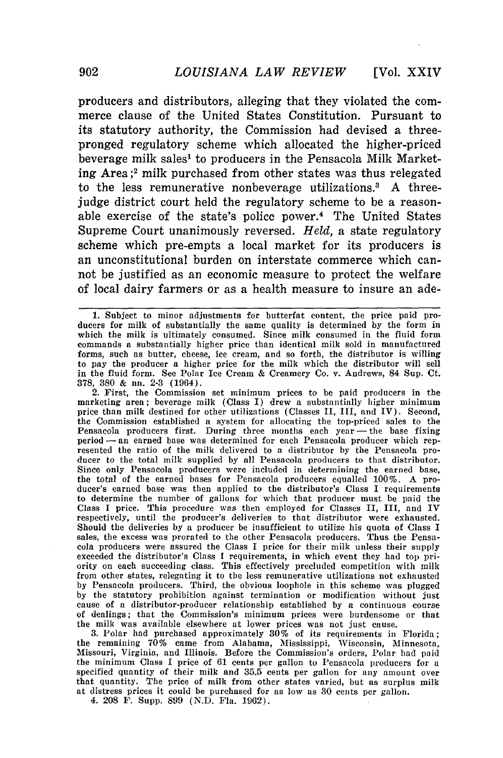producers and distributors, alleging that they violated the commerce clause of the United States Constitution. Pursuant to its statutory authority, the Commission had devised a three-pronged regulatory scheme which allocated the higher-priced beverage milk sales[1] to producers in the Pensacola Milk Marketing Area;[2] milk purchased from other states was thus relegated to the less remunerative nonbeverage utilizations.[3] A three-judge district court held the regulatory scheme to be a reasonable exercise of the state's police power.[4] The United States Supreme Court unanimously reversed. *Held*, a state regulatory scheme which pre-empts a local market for its producers is an unconstitutional burden on interstate commerce which cannot be justified as an economic measure to protect the welfare of local dairy farmers or as a health measure to insure an ade-

---

1. Subject to minor adjustments for butterfat content, the price paid producers for milk of substantially the same quality is determined by the form in which the milk is ultimately consumed. Since milk consumed in the fluid form commands a substantially higher price than identical milk sold in manufactured forms, such as butter, cheese, ice cream, and so forth, the distributor is willing to pay the producer a higher price for the milk which the distributor will sell in the fluid form. See Polar Ice Cream & Creamery Co. v. Andrews, 84 Sup. Ct. 378, 380 & nn. 2-3 (1964).

2. First, the Commission set minimum prices to be paid producers in the marketing area; beverage milk (Class I) drew a substantially higher minimum price than milk destined for other utilizations (Classes II, III, and IV). Second, the Commission established a system for allocating the top-priced sales to the Pensacola producers first. During three months each year — the base fixing period — an earned base was determined for each Pensacola producer which represented the ratio of the milk delivered to a distributor by the Pensacola producer to the total milk supplied by all Pensacola producers to that distributor. Since only Pensacola producers were included in determining the earned base, the total of the earned bases for Pensacola producers equalled 100%. A producer's earned base was then applied to the distributor's Class I requirements to determine the number of gallons for which that producer must be paid the Class I price. This procedure was then employed for Classes II, III, and IV respectively, until the producer's deliveries to that distributor were exhausted. Should the deliveries by a producer be insufficient to utilize his quota of Class I sales, the excess was prorated to the other Pensacola producers. Thus the Pensacola producers were assured the Class I price for their milk unless their supply exceeded the distributor's Class I requirements, in which event they had top priority on each succeeding class. This effectively precluded competition with milk from other states, relegating it to the less remunerative utilizations not exhausted by Pensacola producers. Third, the obvious loophole in this scheme was plugged by the statutory prohibition against termination or modification without just cause of a distributor-producer relationship established by a continuous course of dealings; that the Commission's minimum prices were burdensome or that the milk was available elsewhere at lower prices was not just cause.

3. Polar had purchased approximately 30% of its requirements in Florida; the remaining 70% came from Alabama, Mississippi, Wisconsin, Minnesota, Missouri, Virginia, and Illinois. Before the Commission's orders, Polar had paid the minimum Class I price of 61 cents per gallon to Pensacola producers for a specified quantity of their milk and 35.5 cents per gallon for any amount over that quantity. The price of milk from other states varied, but as surplus milk at distress prices it could be purchased for as low as 30 cents per gallon.

4. 208 F. Supp. 899 (N.D. Fla. 1962).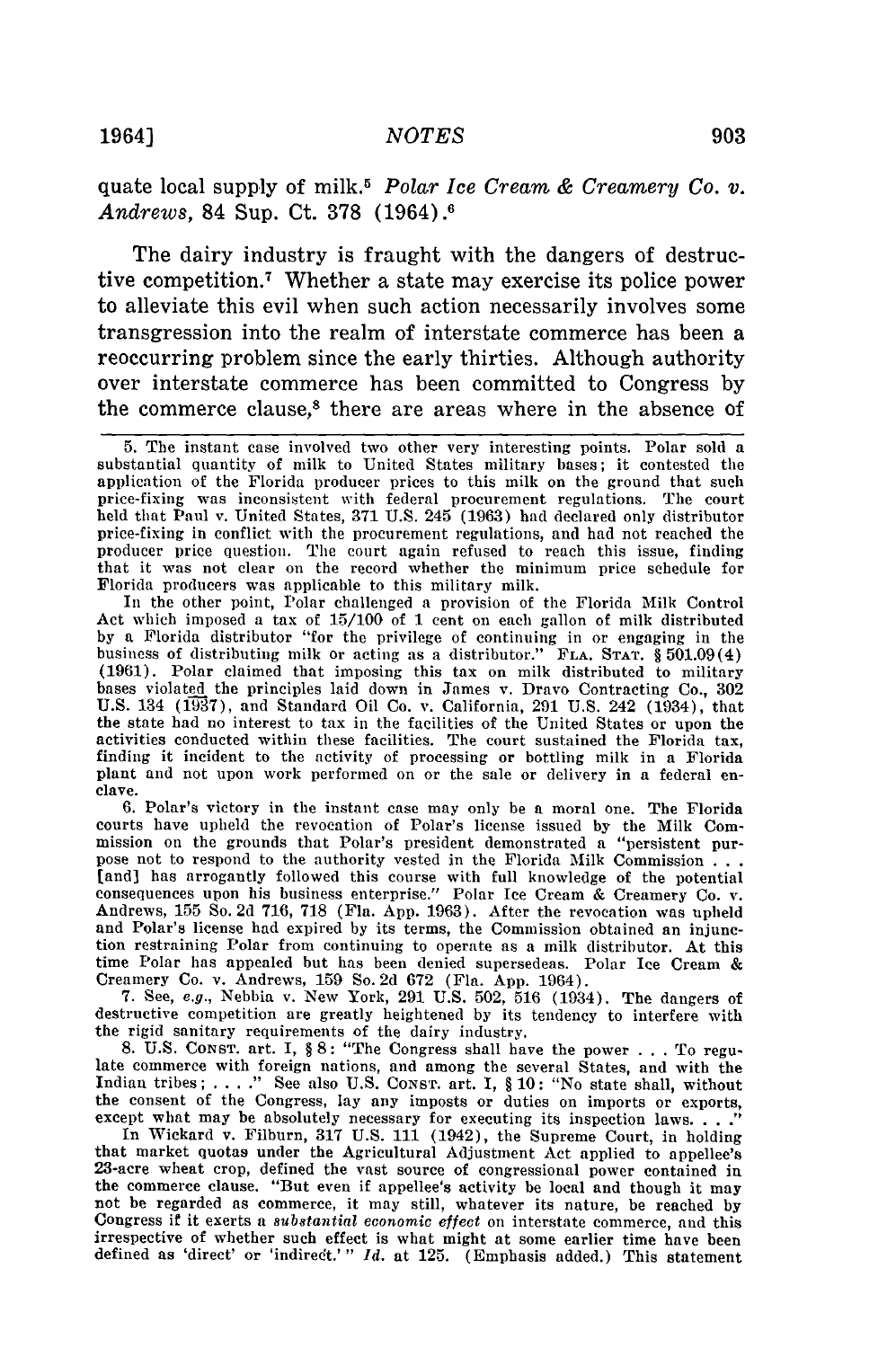quate local supply of milk.[5] *Polar Ice Cream & Creamery Co. v. Andrews*, 84 Sup. Ct. 378 (1964).[6]

The dairy industry is fraught with the dangers of destructive competition.[7] Whether a state may exercise its police power to alleviate this evil when such action necessarily involves some transgression into the realm of interstate commerce has been a reoccurring problem since the early thirties. Although authority over interstate commerce has been committed to Congress by the commerce clause,[8] there are areas where in the absence of

---

5. The instant case involved two other very interesting points. Polar sold a substantial quantity of milk to United States military bases; it contested the application of the Florida producer prices to this milk on the ground that such price-fixing was inconsistent with federal procurement regulations. The court held that Paul v. United States, 371 U.S. 245 (1963) had declared only distributor price-fixing in conflict with the procurement regulations, and had not reached the producer price question. The court again refused to reach this issue, finding that it was not clear on the record whether the minimum price schedule for Florida producers was applicable to this military milk.

In the other point, Polar challenged a provision of the Florida Milk Control Act which imposed a tax of 15/100 of 1 cent on each gallon of milk distributed by a Florida distributor "for the privilege of continuing in or engaging in the business of distributing milk or acting as a distributor." FLA. STAT. § 501.09(4) (1961). Polar claimed that imposing this tax on milk distributed to military bases violated the principles laid down in James v. Dravo Contracting Co., 302 U.S. 134 (1937), and Standard Oil Co. v. California, 291 U.S. 242 (1934), that the state had no interest to tax in the facilities of the United States or upon the activities conducted within these facilities. The court sustained the Florida tax, finding it incident to the activity of processing or bottling milk in a Florida plant and not upon work performed on or the sale or delivery in a federal enclave.

6. Polar's victory in the instant case may only be a moral one. The Florida courts have upheld the revocation of Polar's license issued by the Milk Commission on the grounds that Polar's president demonstrated a "persistent purpose not to respond to the authority vested in the Florida Milk Commission . . . [and] has arrogantly followed this course with full knowledge of the potential consequences upon his business enterprise." Polar Ice Cream & Creamery Co. v. Andrews, 155 So. 2d 716, 718 (Fla. App. 1963). After the revocation was upheld and Polar's license had expired by its terms, the Commission obtained an injunction restraining Polar from continuing to operate as a milk distributor. At this time Polar has appealed but has been denied supersedeas. Polar Ice Cream & Creamery Co. v. Andrews, 159 So. 2d 672 (Fla. App. 1964).

7. See, *e.g.*, Nebbia v. New York, 291 U.S. 502, 516 (1934). The dangers of destructive competition are greatly heightened by its tendency to interfere with the rigid sanitary requirements of the dairy industry.

8. U.S. CONST. art. I, § 8: "The Congress shall have the power . . . To regulate commerce with foreign nations, and among the several States, and with the Indian tribes; . . . ." See also U.S. CONST. art. I, § 10: "No state shall, without the consent of the Congress, lay any imposts or duties on imports or exports, except what may be absolutely necessary for executing its inspection laws. . . ."

In Wickard v. Filburn, 317 U.S. 111 (1942), the Supreme Court, in holding that market quotas under the Agricultural Adjustment Act applied to appellee's 23-acre wheat crop, defined the vast source of congressional power contained in the commerce clause. "But even if appellee's activity be local and though it may not be regarded as commerce, it may still, whatever its nature, be reached by Congress if it exerts a *substantial economic effect* on interstate commerce, and this irrespective of whether such effect is what might at some earlier time have been defined as 'direct' or 'indirect.'" *Id.* at 125. (Emphasis added.) This statement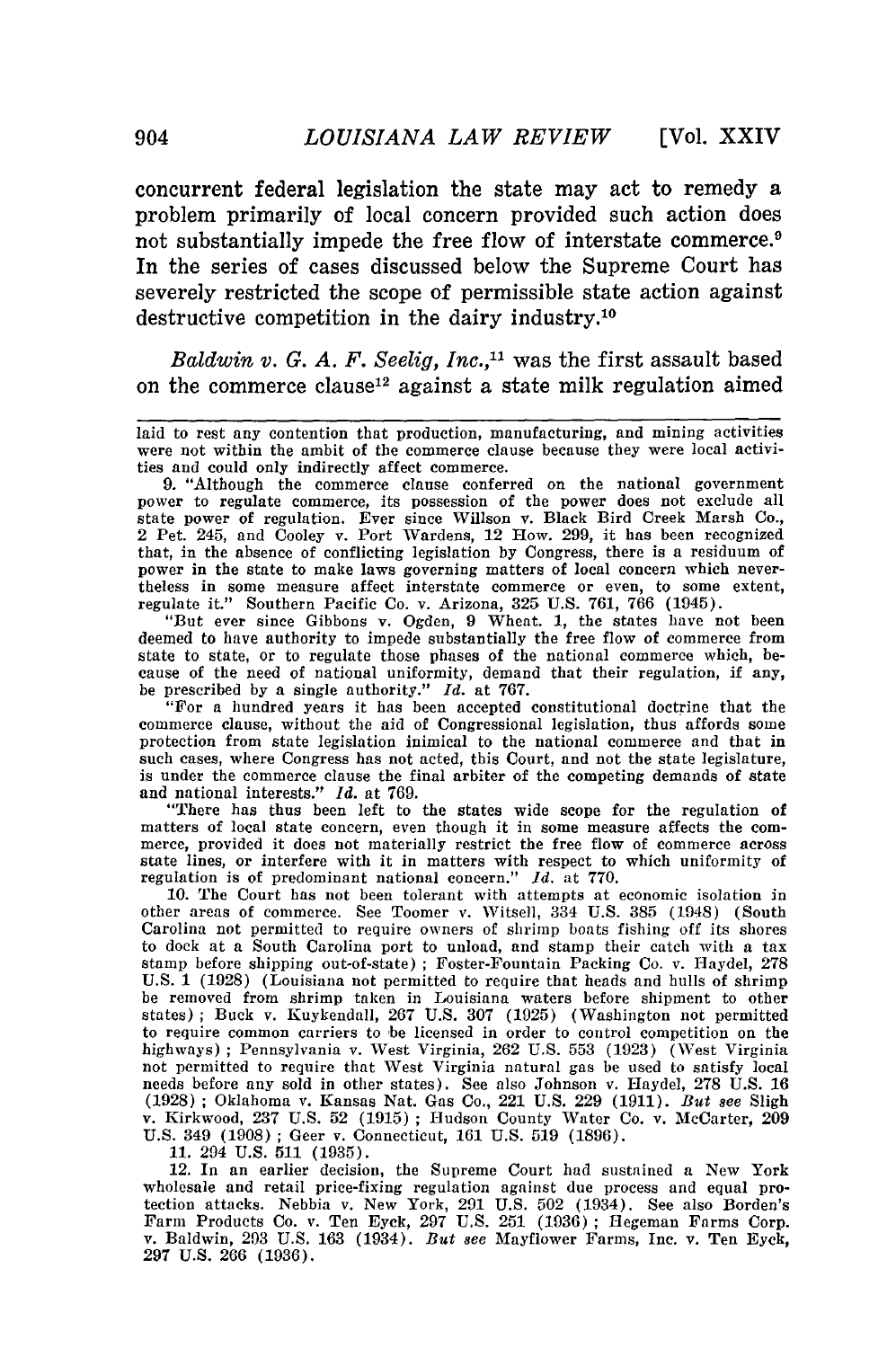concurrent federal legislation the state may act to remedy a problem primarily of local concern provided such action does not substantially impede the free flow of interstate commerce.[9] In the series of cases discussed below the Supreme Court has severely restricted the scope of permissible state action against destructive competition in the dairy industry.[10]

*Baldwin v. G. A. F. Seelig, Inc.*,[11] was the first assault based on the commerce clause[12] against a state milk regulation aimed

---

laid to rest any contention that production, manufacturing, and mining activities were not within the ambit of the commerce clause because they were local activities and could only indirectly affect commerce.

9. "Although the commerce clause conferred on the national government power to regulate commerce, its possession of the power does not exclude all state power of regulation. Ever since Willson v. Black Bird Creek Marsh Co., 2 Pet. 245, and Cooley v. Port Wardens, 12 How. 299, it has been recognized that, in the absence of conflicting legislation by Congress, there is a residuum of power in the state to make laws governing matters of local concern which nevertheless in some measure affect interstate commerce or even, to some extent, regulate it." Southern Pacific Co. v. Arizona, 325 U.S. 761, 766 (1945).

"But ever since Gibbons v. Ogden, 9 Wheat. 1, the states have not been deemed to have authority to impede substantially the free flow of commerce from state to state, or to regulate those phases of the national commerce which, because of the need of national uniformity, demand that their regulation, if any, be prescribed by a single authority." *Id.* at 767.

"For a hundred years it has been accepted constitutional doctrine that the commerce clause, without the aid of Congressional legislation, thus affords some protection from state legislation inimical to the national commerce and that in such cases, where Congress has not acted, this Court, and not the state legislature, is under the commerce clause the final arbiter of the competing demands of state and national interests." *Id.* at 769.

"There has thus been left to the states wide scope for the regulation of matters of local state concern, even though it in some measure affects the commerce, provided it does not materially restrict the free flow of commerce across state lines, or interfere with it in matters with respect to which uniformity of regulation is of predominant national concern." *Id.* at 770.

10. The Court has not been tolerant with attempts at economic isolation in other areas of commerce. See Toomer v. Witsell, 334 U.S. 385 (1948) (South Carolina not permitted to require owners of shrimp boats fishing off its shores to dock at a South Carolina port to unload, and stamp their catch with a tax stamp before shipping out-of-state); Foster-Fountain Packing Co. v. Haydel, 278 U.S. 1 (1928) (Louisiana not permitted to require that heads and hulls of shrimp be removed from shrimp taken in Louisiana waters before shipment to other states); Buck v. Kuykendall, 267 U.S. 307 (1925) (Washington not permitted to require common carriers to be licensed in order to control competition on the highways); Pennsylvania v. West Virginia, 262 U.S. 553 (1923) (West Virginia not permitted to require that West Virginia natural gas be used to satisfy local needs before any sold in other states). See also Johnson v. Haydel, 278 U.S. 16 (1928); Oklahoma v. Kansas Nat. Gas Co., 221 U.S. 229 (1911). *But see* Sligh v. Kirkwood, 237 U.S. 52 (1915); Hudson County Water Co. v. McCarter, 209 U.S. 349 (1908); Geer v. Connecticut, 161 U.S. 519 (1896).

11. 294 U.S. 511 (1935).

12. In an earlier decision, the Supreme Court had sustained a New York wholesale and retail price-fixing regulation against due process and equal protection attacks. Nebbia v. New York, 291 U.S. 502 (1934). See also Borden's Farm Products Co. v. Ten Eyck, 297 U.S. 251 (1936); Hegeman Farms Corp. v. Baldwin, 293 U.S. 163 (1934). *But see* Mayflower Farms, Inc. v. Ten Eyck, 297 U.S. 266 (1936).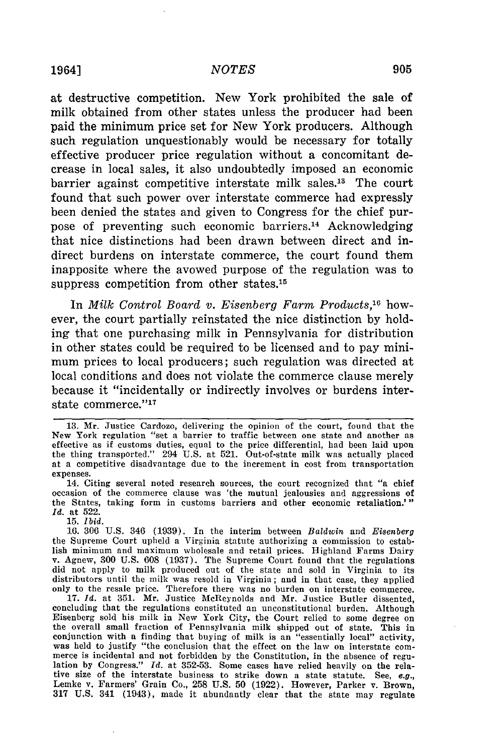at destructive competition. New York prohibited the sale of milk obtained from other states unless the producer had been paid the minimum price set for New York producers. Although such regulation unquestionably would be necessary for totally effective producer price regulation without a concomitant decrease in local sales, it also undoubtedly imposed an economic barrier against competitive interstate milk sales.[13] The court found that such power over interstate commerce had expressly been denied the states and given to Congress for the chief purpose of preventing such economic barriers.[14] Acknowledging that nice distinctions had been drawn between direct and indirect burdens on interstate commerce, the court found them inapposite where the avowed purpose of the regulation was to suppress competition from other states.[15]

In *Milk Control Board v. Eisenberg Farm Products*,[16] however, the court partially reinstated the nice distinction by holding that one purchasing milk in Pennsylvania for distribution in other states could be required to be licensed and to pay minimum prices to local producers; such regulation was directed at local conditions and does not violate the commerce clause merely because it "incidentally or indirectly involves or burdens interstate commerce."[17]

---

13. Mr. Justice Cardozo, delivering the opinion of the court, found that the New York regulation "set a barrier to traffic between one state and another as effective as if customs duties, equal to the price differential, had been laid upon the thing transported." 294 U.S. at 521. Out-of-state milk was actually placed at a competitive disadvantage due to the increment in cost from transportation expenses.

14. Citing several noted research sources, the court recognized that "a chief occasion of the commerce clause was 'the mutual jealousies and aggressions of the States, taking form in customs barriers and other economic retaliation.'" *Id.* at 522.

15. *Ibid.*

16. 306 U.S. 346 (1939). In the interim between *Baldwin* and *Eisenberg* the Supreme Court upheld a Virginia statute authorizing a commission to establish minimum and maximum wholesale and retail prices. Highland Farms Dairy v. Agnew, 300 U.S. 608 (1937). The Supreme Court found that the regulations did not apply to milk produced out of the state and sold in Virginia to its distributors until the milk was resold in Virginia; and in that case, they applied only to the resale price. Therefore there was no burden on interstate commerce.

17. *Id.* at 351. Mr. Justice McReynolds and Mr. Justice Butler dissented, concluding that the regulations constituted an unconstitutional burden. Although Eisenberg sold his milk in New York City, the Court relied to some degree on the overall small fraction of Pennsylvania milk shipped out of state. This in conjunction with a finding that buying of milk is an "essentially local" activity, was held to justify "the conclusion that the effect on the law on interstate commerce is incidental and not forbidden by the Constitution, in the absence of regulation by Congress." *Id.* at 352-53. Some cases have relied heavily on the relative size of the interstate business to strike down a state statute. See, *e.g.*, Lemke v. Farmers' Grain Co., 258 U.S. 50 (1922). However, Parker v. Brown, 317 U.S. 341 (1943), made it abundantly clear that the state may regulate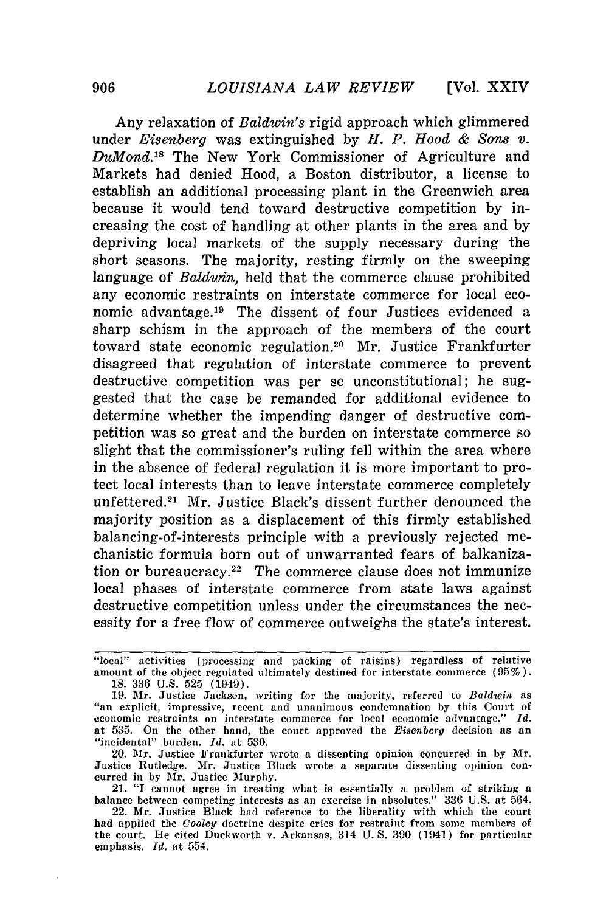Any relaxation of *Baldwin's* rigid approach which glimmered under *Eisenberg* was extinguished by *H. P. Hood & Sons v. DuMond.*[18] The New York Commissioner of Agriculture and Markets had denied Hood, a Boston distributor, a license to establish an additional processing plant in the Greenwich area because it would tend toward destructive competition by increasing the cost of handling at other plants in the area and by depriving local markets of the supply necessary during the short seasons. The majority, resting firmly on the sweeping language of *Baldwin,* held that the commerce clause prohibited any economic restraints on interstate commerce for local economic advantage.[19] The dissent of four Justices evidenced a sharp schism in the approach of the members of the court toward state economic regulation.[20] Mr. Justice Frankfurter disagreed that regulation of interstate commerce to prevent destructive competition was per se unconstitutional; he suggested that the case be remanded for additional evidence to determine whether the impending danger of destructive competition was so great and the burden on interstate commerce so slight that the commissioner's ruling fell within the area where in the absence of federal regulation it is more important to protect local interests than to leave interstate commerce completely unfettered.[21] Mr. Justice Black's dissent further denounced the majority position as a displacement of this firmly established balancing-of-interests principle with a previously rejected mechanistic formula born out of unwarranted fears of balkanization or bureaucracy.[22] The commerce clause does not immunize local phases of interstate commerce from state laws against destructive competition unless under the circumstances the necessity for a free flow of commerce outweighs the state's interest.

---

"local" activities (processing and packing of raisins) regardless of relative amount of the object regulated ultimately destined for interstate commerce (95%).

18. 336 U.S. 525 (1949).

19. Mr. Justice Jackson, writing for the majority, referred to *Baldwin* as "an explicit, impressive, recent and unanimous condemnation by this Court of economic restraints on interstate commerce for local economic advantage." *Id.* at 535. On the other hand, the court approved the *Eisenberg* decision as an "incidental" burden. *Id.* at 530.

20. Mr. Justice Frankfurter wrote a dissenting opinion concurred in by Mr. Justice Rutledge. Mr. Justice Black wrote a separate dissenting opinion concurred in by Mr. Justice Murphy.

21. "I cannot agree in treating what is essentially a problem of striking a balance between competing interests as an exercise in absolutes." 336 U.S. at 564.

22. Mr. Justice Black had reference to the liberality with which the court had applied the *Cooley* doctrine despite cries for restraint from some members of the court. He cited Duckworth v. Arkansas, 314 U. S. 390 (1941) for particular emphasis. *Id.* at 554.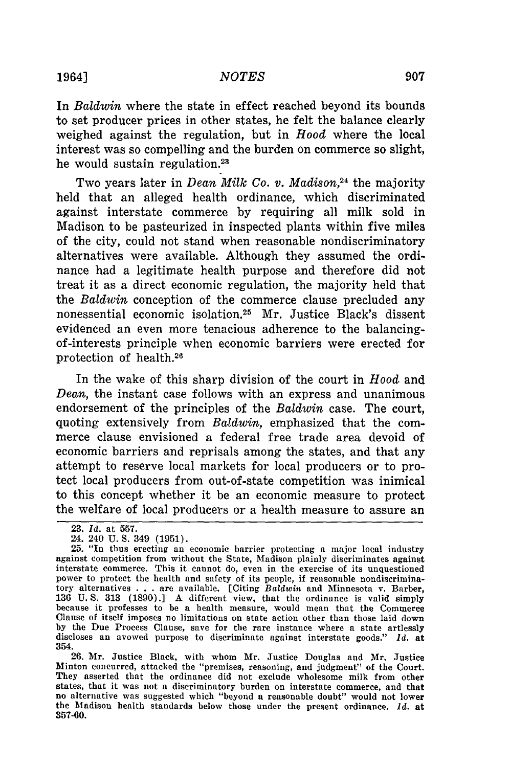In *Baldwin* where the state in effect reached beyond its bounds to set producer prices in other states, he felt the balance clearly weighed against the regulation, but in *Hood* where the local interest was so compelling and the burden on commerce so slight, he would sustain regulation.[23]

Two years later in *Dean Milk Co. v. Madison*,[24] the majority held that an alleged health ordinance, which discriminated against interstate commerce by requiring all milk sold in Madison to be pasteurized in inspected plants within five miles of the city, could not stand when reasonable nondiscriminatory alternatives were available. Although they assumed the ordinance had a legitimate health purpose and therefore did not treat it as a direct economic regulation, the majority held that the *Baldwin* conception of the commerce clause precluded any nonessential economic isolation.[25] Mr. Justice Black's dissent evidenced an even more tenacious adherence to the balancing-of-interests principle when economic barriers were erected for protection of health.[26]

In the wake of this sharp division of the court in *Hood* and *Dean*, the instant case follows with an express and unanimous endorsement of the principles of the *Baldwin* case. The court, quoting extensively from *Baldwin*, emphasized that the commerce clause envisioned a federal free trade area devoid of economic barriers and reprisals among the states, and that any attempt to reserve local markets for local producers or to protect local producers from out-of-state competition was inimical to this concept whether it be an economic measure to protect the welfare of local producers or a health measure to assure an

---

23. *Id.* at 557.

24. 240 U. S. 349 (1951).

25. "In thus erecting an economic barrier protecting a major local industry against competition from without the State, Madison plainly discriminates against interstate commerce. This it cannot do, even in the exercise of its unquestioned power to protect the health and safety of its people, if reasonable nondiscriminatory alternatives . . . are available. [Citing *Baldwin* and Minnesota v. Barber, 136 U. S. 313 (1890).] A different view, that the ordinance is valid simply because it professes to be a health measure, would mean that the Commerce Clause of itself imposes no limitations on state action other than those laid down by the Due Process Clause, save for the rare instance where a state artlessly discloses an avowed purpose to discriminate against interstate goods." *Id.* at 354.

26. Mr. Justice Black, with whom Mr. Justice Douglas and Mr. Justice Minton concurred, attacked the "premises, reasoning, and judgment" of the Court. They asserted that the ordinance did not exclude wholesome milk from other states, that it was not a discriminatory burden on interstate commerce, and that no alternative was suggested which "beyond a reasonable doubt" would not lower the Madison health standards below those under the present ordinance. *Id.* at 357-60.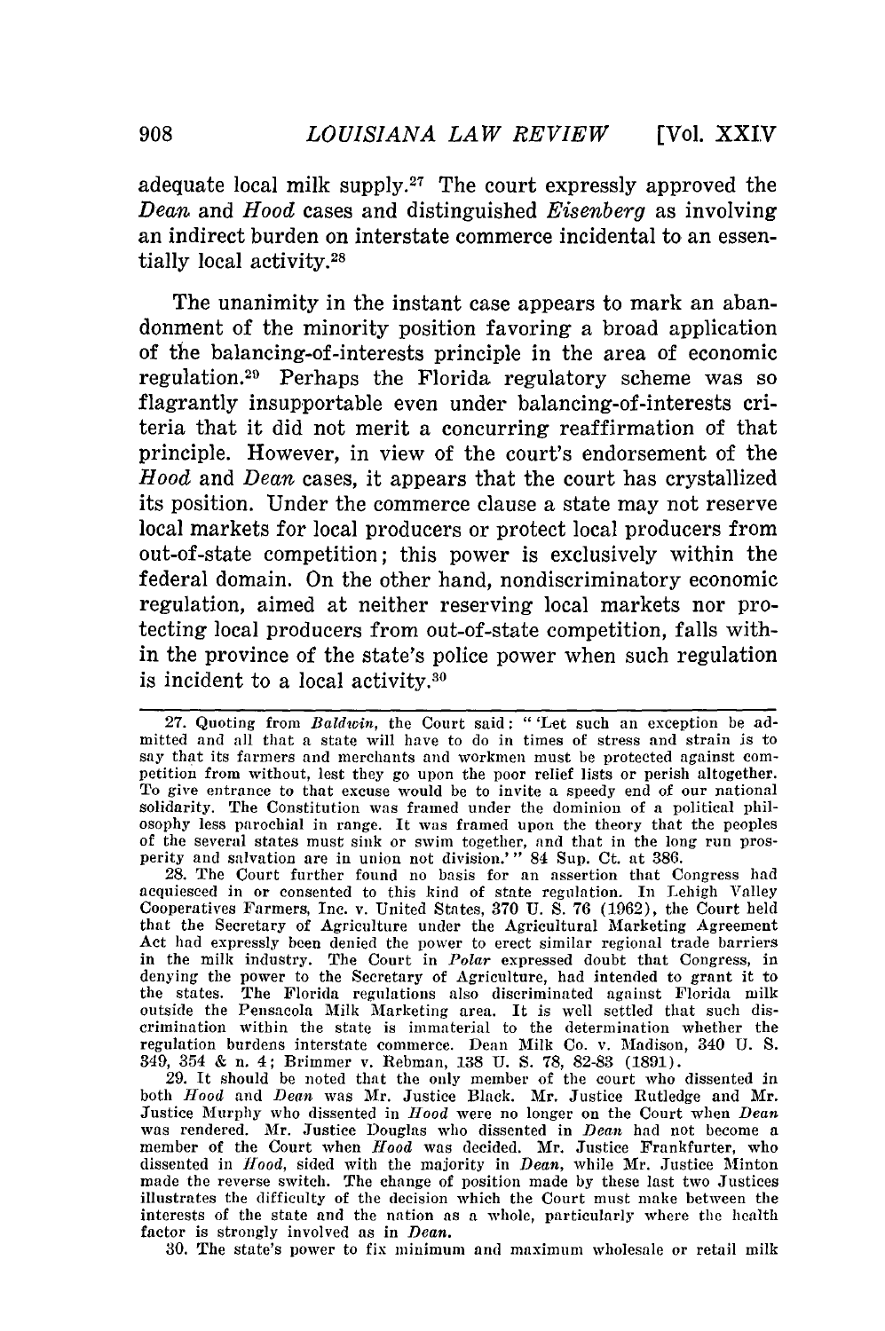adequate local milk supply.[27] The court expressly approved the *Dean* and *Hood* cases and distinguished *Eisenberg* as involving an indirect burden on interstate commerce incidental to an essentially local activity.[28]

The unanimity in the instant case appears to mark an abandonment of the minority position favoring a broad application of the balancing-of-interests principle in the area of economic regulation.[29] Perhaps the Florida regulatory scheme was so flagrantly insupportable even under balancing-of-interests criteria that it did not merit a concurring reaffirmation of that principle. However, in view of the court's endorsement of the *Hood* and *Dean* cases, it appears that the court has crystallized its position. Under the commerce clause a state may not reserve local markets for local producers or protect local producers from out-of-state competition; this power is exclusively within the federal domain. On the other hand, nondiscriminatory economic regulation, aimed at neither reserving local markets nor protecting local producers from out-of-state competition, falls within the province of the state's police power when such regulation is incident to a local activity.[30]

---

27. Quoting from *Baldwin*, the Court said: "'Let such an exception be admitted and all that a state will have to do in times of stress and strain is to say that its farmers and merchants and workmen must be protected against competition from without, lest they go upon the poor relief lists or perish altogether. To give entrance to that excuse would be to invite a speedy end of our national solidarity. The Constitution was framed under the dominion of a political philosophy less parochial in range. It was framed upon the theory that the peoples of the several states must sink or swim together, and that in the long run prosperity and salvation are in union not division.'" 84 Sup. Ct. at 386.

28. The Court further found no basis for an assertion that Congress had acquiesced in or consented to this kind of state regulation. In Lehigh Valley Cooperatives Farmers, Inc. v. United States, 370 U. S. 76 (1962), the Court held that the Secretary of Agriculture under the Agricultural Marketing Agreement Act had expressly been denied the power to erect similar regional trade barriers in the milk industry. The Court in *Polar* expressed doubt that Congress, in denying the power to the Secretary of Agriculture, had intended to grant it to the states. The Florida regulations also discriminated against Florida milk outside the Pensacola Milk Marketing area. It is well settled that such discrimination within the state is immaterial to the determination whether the regulation burdens interstate commerce. Dean Milk Co. v. Madison, 340 U. S. 349, 354 & n. 4; Brimmer v. Rebman, 138 U. S. 78, 82-83 (1891).

29. It should be noted that the only member of the court who dissented in both *Hood* and *Dean* was Mr. Justice Black. Mr. Justice Rutledge and Mr. Justice Murphy who dissented in *Hood* were no longer on the Court when *Dean* was rendered. Mr. Justice Douglas who dissented in *Dean* had not become a member of the Court when *Hood* was decided. Mr. Justice Frankfurter, who dissented in *Hood*, sided with the majority in *Dean*, while Mr. Justice Minton made the reverse switch. The change of position made by these last two Justices illustrates the difficulty of the decision which the Court must make between the interests of the state and the nation as a whole, particularly where the health factor is strongly involved as in *Dean*.

30. The state's power to fix minimum and maximum wholesale or retail milk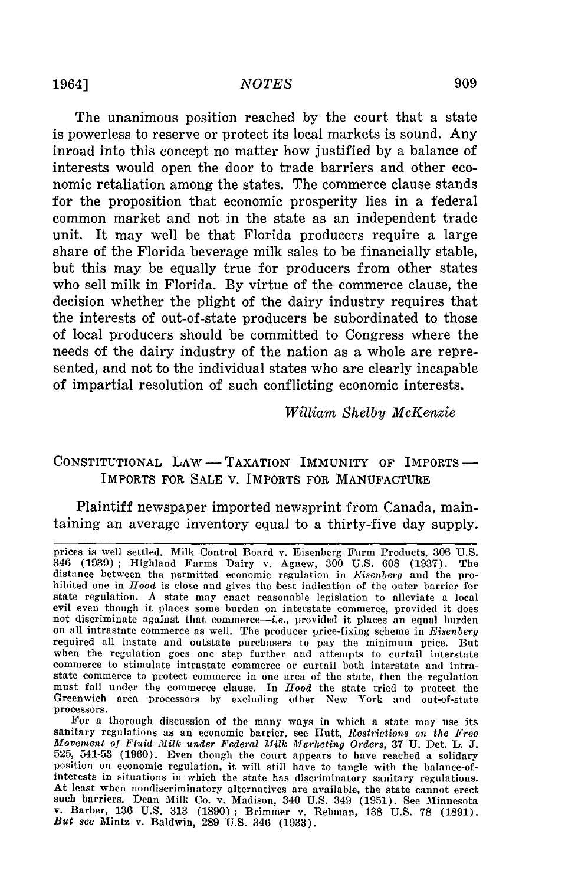The unanimous position reached by the court that a state is powerless to reserve or protect its local markets is sound. Any inroad into this concept no matter how justified by a balance of interests would open the door to trade barriers and other economic retaliation among the states. The commerce clause stands for the proposition that economic prosperity lies in a federal common market and not in the state as an independent trade unit. It may well be that Florida producers require a large share of the Florida beverage milk sales to be financially stable, but this may be equally true for producers from other states who sell milk in Florida. By virtue of the commerce clause, the decision whether the plight of the dairy industry requires that the interests of out-of-state producers be subordinated to those of local producers should be committed to Congress where the needs of the dairy industry of the nation as a whole are represented, and not to the individual states who are clearly incapable of impartial resolution of such conflicting economic interests.

*William Shelby McKenzie*

## CONSTITUTIONAL LAW — TAXATION IMMUNITY OF IMPORTS — IMPORTS FOR SALE V. IMPORTS FOR MANUFACTURE

Plaintiff newspaper imported newsprint from Canada, maintaining an average inventory equal to a thirty-five day supply.

---

prices is well settled. Milk Control Board v. Eisenberg Farm Products, 306 U.S. 346 (1939); Highland Farms Dairy v. Agnew, 300 U.S. 608 (1937). The distance between the permitted economic regulation in *Eisenberg* and the prohibited one in *Hood* is close and gives the best indication of the outer barrier for state regulation. A state may enact reasonable legislation to alleviate a local evil even though it places some burden on interstate commerce, provided it does not discriminate against that commerce—*i.e.*, provided it places an equal burden on all intrastate commerce as well. The producer price-fixing scheme in *Eisenberg* required all instate and outstate purchasers to pay the minimum price. But when the regulation goes one step further and attempts to curtail interstate commerce to stimulate intrastate commerce or curtail both interstate and intrastate commerce to protect commerce in one area of the state, then the regulation must fall under the commerce clause. In *Hood* the state tried to protect the Greenwich area processors by excluding other New York and out-of-state processors.

For a thorough discussion of the many ways in which a state may use its sanitary regulations as an economic barrier, see Hutt, *Restrictions on the Free Movement of Fluid Milk under Federal Milk Marketing Orders*, 37 U. Det. L. J. 525, 541-53 (1960). Even though the court appears to have reached a solidary position on economic regulation, it will still have to tangle with the balance-of-interests in situations in which the state has discriminatory sanitary regulations. At least when nondiscriminatory alternatives are available, the state cannot erect such barriers. Dean Milk Co. v. Madison, 340 U.S. 349 (1951). See Minnesota v. Barber, 136 U.S. 313 (1890); Brimmer v. Rebman, 138 U.S. 78 (1891). *But see* Mintz v. Baldwin, 289 U.S. 346 (1933).